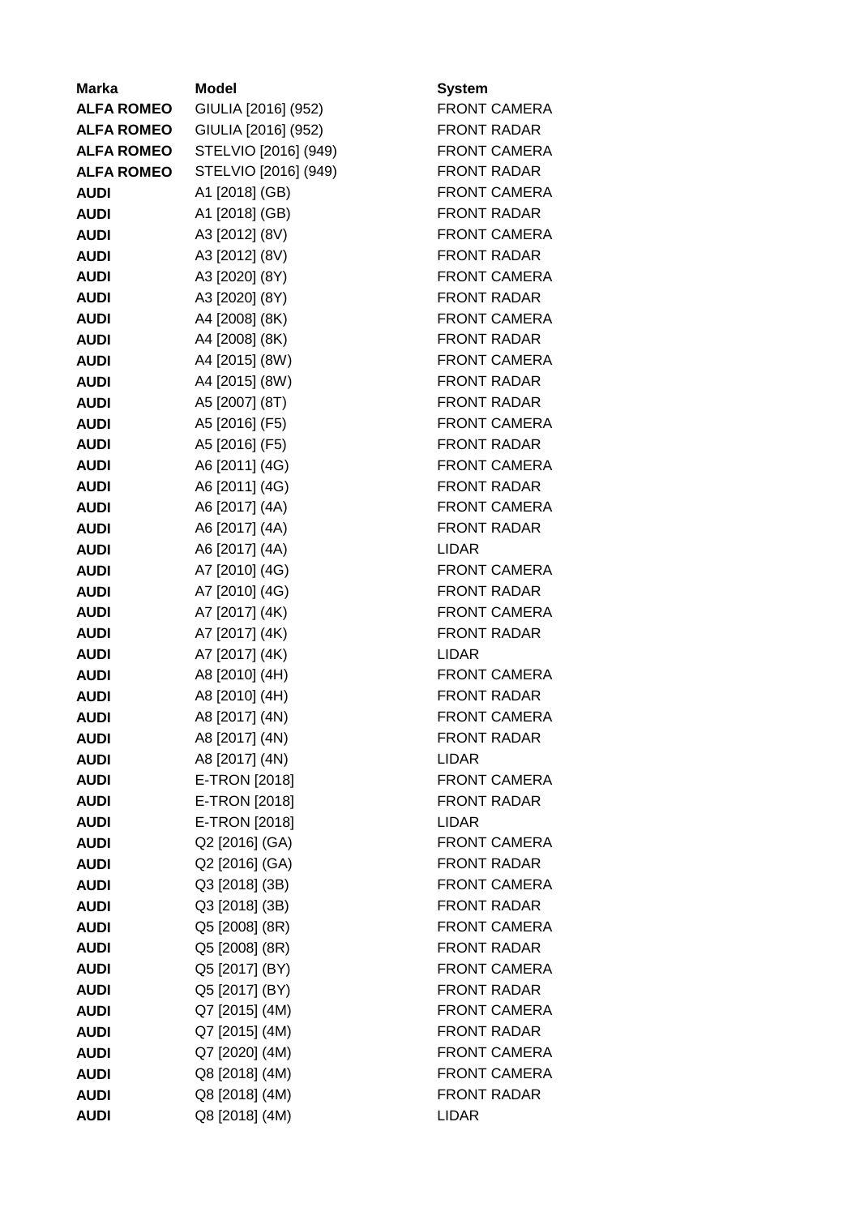| Marka | Model | System |
|---|---|---|
| **ALFA ROMEO** | GIULIA [2016] (952) | FRONT CAMERA |
| **ALFA ROMEO** | GIULIA [2016] (952) | FRONT RADAR |
| **ALFA ROMEO** | STELVIO [2016] (949) | FRONT CAMERA |
| **ALFA ROMEO** | STELVIO [2016] (949) | FRONT RADAR |
| **AUDI** | A1 [2018] (GB) | FRONT CAMERA |
| **AUDI** | A1 [2018] (GB) | FRONT RADAR |
| **AUDI** | A3 [2012] (8V) | FRONT CAMERA |
| **AUDI** | A3 [2012] (8V) | FRONT RADAR |
| **AUDI** | A3 [2020] (8Y) | FRONT CAMERA |
| **AUDI** | A3 [2020] (8Y) | FRONT RADAR |
| **AUDI** | A4 [2008] (8K) | FRONT CAMERA |
| **AUDI** | A4 [2008] (8K) | FRONT RADAR |
| **AUDI** | A4 [2015] (8W) | FRONT CAMERA |
| **AUDI** | A4 [2015] (8W) | FRONT RADAR |
| **AUDI** | A5 [2007] (8T) | FRONT RADAR |
| **AUDI** | A5 [2016] (F5) | FRONT CAMERA |
| **AUDI** | A5 [2016] (F5) | FRONT RADAR |
| **AUDI** | A6 [2011] (4G) | FRONT CAMERA |
| **AUDI** | A6 [2011] (4G) | FRONT RADAR |
| **AUDI** | A6 [2017] (4A) | FRONT CAMERA |
| **AUDI** | A6 [2017] (4A) | FRONT RADAR |
| **AUDI** | A6 [2017] (4A) | LIDAR |
| **AUDI** | A7 [2010] (4G) | FRONT CAMERA |
| **AUDI** | A7 [2010] (4G) | FRONT RADAR |
| **AUDI** | A7 [2017] (4K) | FRONT CAMERA |
| **AUDI** | A7 [2017] (4K) | FRONT RADAR |
| **AUDI** | A7 [2017] (4K) | LIDAR |
| **AUDI** | A8 [2010] (4H) | FRONT CAMERA |
| **AUDI** | A8 [2010] (4H) | FRONT RADAR |
| **AUDI** | A8 [2017] (4N) | FRONT CAMERA |
| **AUDI** | A8 [2017] (4N) | FRONT RADAR |
| **AUDI** | A8 [2017] (4N) | LIDAR |
| **AUDI** | E-TRON [2018] | FRONT CAMERA |
| **AUDI** | E-TRON [2018] | FRONT RADAR |
| **AUDI** | E-TRON [2018] | LIDAR |
| **AUDI** | Q2 [2016] (GA) | FRONT CAMERA |
| **AUDI** | Q2 [2016] (GA) | FRONT RADAR |
| **AUDI** | Q3 [2018] (3B) | FRONT CAMERA |
| **AUDI** | Q3 [2018] (3B) | FRONT RADAR |
| **AUDI** | Q5 [2008] (8R) | FRONT CAMERA |
| **AUDI** | Q5 [2008] (8R) | FRONT RADAR |
| **AUDI** | Q5 [2017] (BY) | FRONT CAMERA |
| **AUDI** | Q5 [2017] (BY) | FRONT RADAR |
| **AUDI** | Q7 [2015] (4M) | FRONT CAMERA |
| **AUDI** | Q7 [2015] (4M) | FRONT RADAR |
| **AUDI** | Q7 [2020] (4M) | FRONT CAMERA |
| **AUDI** | Q8 [2018] (4M) | FRONT CAMERA |
| **AUDI** | Q8 [2018] (4M) | FRONT RADAR |
| **AUDI** | Q8 [2018] (4M) | LIDAR |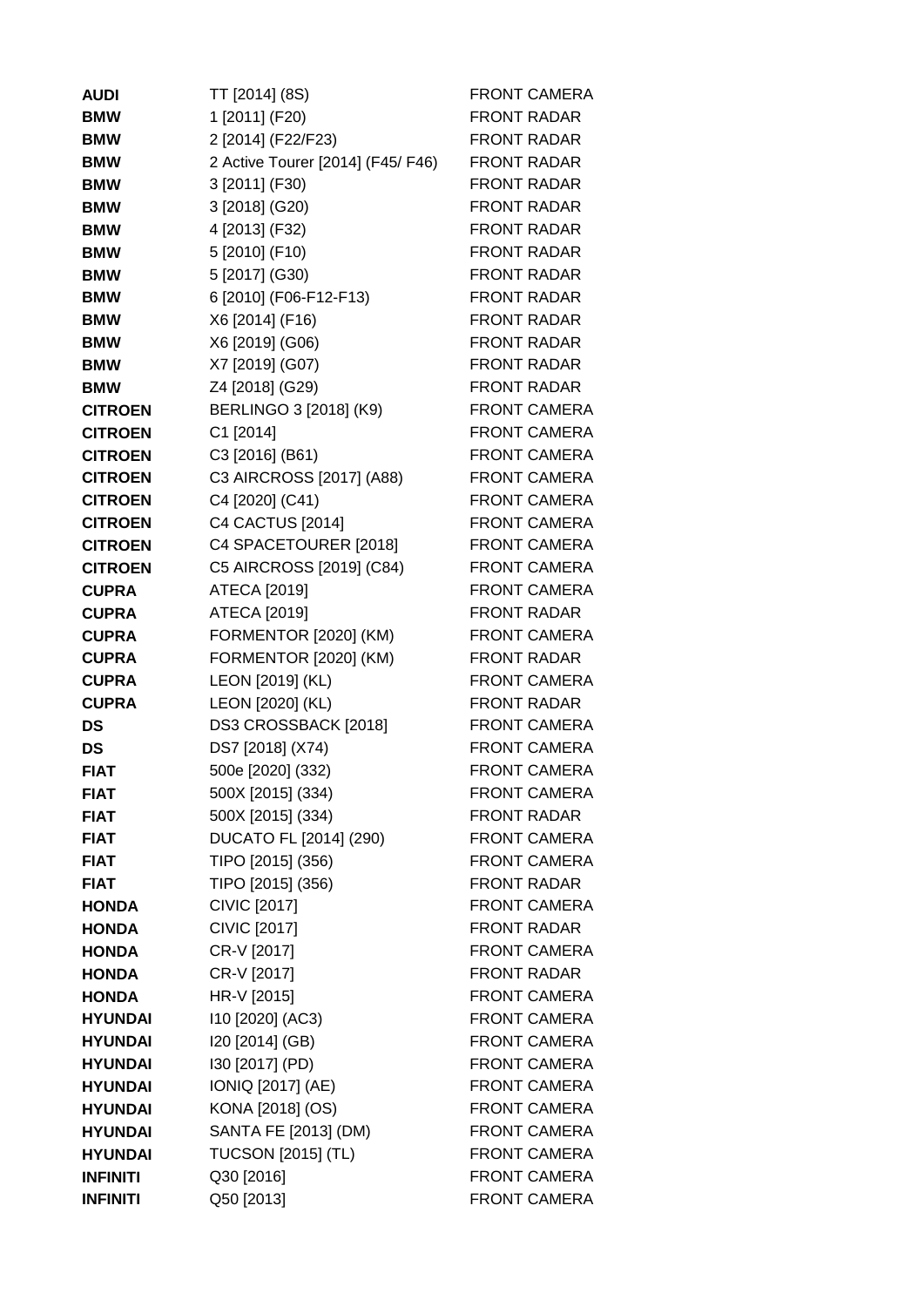| | | |
|---|---|---|
| **AUDI** | TT [2014] (8S) | FRONT CAMERA |
| **BMW** | 1 [2011] (F20) | FRONT RADAR |
| **BMW** | 2 [2014] (F22/F23) | FRONT RADAR |
| **BMW** | 2 Active Tourer [2014] (F45/ F46) | FRONT RADAR |
| **BMW** | 3 [2011] (F30) | FRONT RADAR |
| **BMW** | 3 [2018] (G20) | FRONT RADAR |
| **BMW** | 4 [2013] (F32) | FRONT RADAR |
| **BMW** | 5 [2010] (F10) | FRONT RADAR |
| **BMW** | 5 [2017] (G30) | FRONT RADAR |
| **BMW** | 6 [2010] (F06-F12-F13) | FRONT RADAR |
| **BMW** | X6 [2014] (F16) | FRONT RADAR |
| **BMW** | X6 [2019] (G06) | FRONT RADAR |
| **BMW** | X7 [2019] (G07) | FRONT RADAR |
| **BMW** | Z4 [2018] (G29) | FRONT RADAR |
| **CITROEN** | BERLINGO 3 [2018] (K9) | FRONT CAMERA |
| **CITROEN** | C1 [2014] | FRONT CAMERA |
| **CITROEN** | C3 [2016] (B61) | FRONT CAMERA |
| **CITROEN** | C3 AIRCROSS [2017] (A88) | FRONT CAMERA |
| **CITROEN** | C4 [2020] (C41) | FRONT CAMERA |
| **CITROEN** | C4 CACTUS [2014] | FRONT CAMERA |
| **CITROEN** | C4 SPACETOURER [2018] | FRONT CAMERA |
| **CITROEN** | C5 AIRCROSS [2019] (C84) | FRONT CAMERA |
| **CUPRA** | ATECA [2019] | FRONT CAMERA |
| **CUPRA** | ATECA [2019] | FRONT RADAR |
| **CUPRA** | FORMENTOR [2020] (KM) | FRONT CAMERA |
| **CUPRA** | FORMENTOR [2020] (KM) | FRONT RADAR |
| **CUPRA** | LEON [2019] (KL) | FRONT CAMERA |
| **CUPRA** | LEON [2020] (KL) | FRONT RADAR |
| **DS** | DS3 CROSSBACK [2018] | FRONT CAMERA |
| **DS** | DS7 [2018] (X74) | FRONT CAMERA |
| **FIAT** | 500e [2020] (332) | FRONT CAMERA |
| **FIAT** | 500X [2015] (334) | FRONT CAMERA |
| **FIAT** | 500X [2015] (334) | FRONT RADAR |
| **FIAT** | DUCATO FL [2014] (290) | FRONT CAMERA |
| **FIAT** | TIPO [2015] (356) | FRONT CAMERA |
| **FIAT** | TIPO [2015] (356) | FRONT RADAR |
| **HONDA** | CIVIC [2017] | FRONT CAMERA |
| **HONDA** | CIVIC [2017] | FRONT RADAR |
| **HONDA** | CR-V [2017] | FRONT CAMERA |
| **HONDA** | CR-V [2017] | FRONT RADAR |
| **HONDA** | HR-V [2015] | FRONT CAMERA |
| **HYUNDAI** | I10 [2020] (AC3) | FRONT CAMERA |
| **HYUNDAI** | I20 [2014] (GB) | FRONT CAMERA |
| **HYUNDAI** | I30 [2017] (PD) | FRONT CAMERA |
| **HYUNDAI** | IONIQ [2017] (AE) | FRONT CAMERA |
| **HYUNDAI** | KONA [2018] (OS) | FRONT CAMERA |
| **HYUNDAI** | SANTA FE [2013] (DM) | FRONT CAMERA |
| **HYUNDAI** | TUCSON [2015] (TL) | FRONT CAMERA |
| **INFINITI** | Q30 [2016] | FRONT CAMERA |
| **INFINITI** | Q50 [2013] | FRONT CAMERA |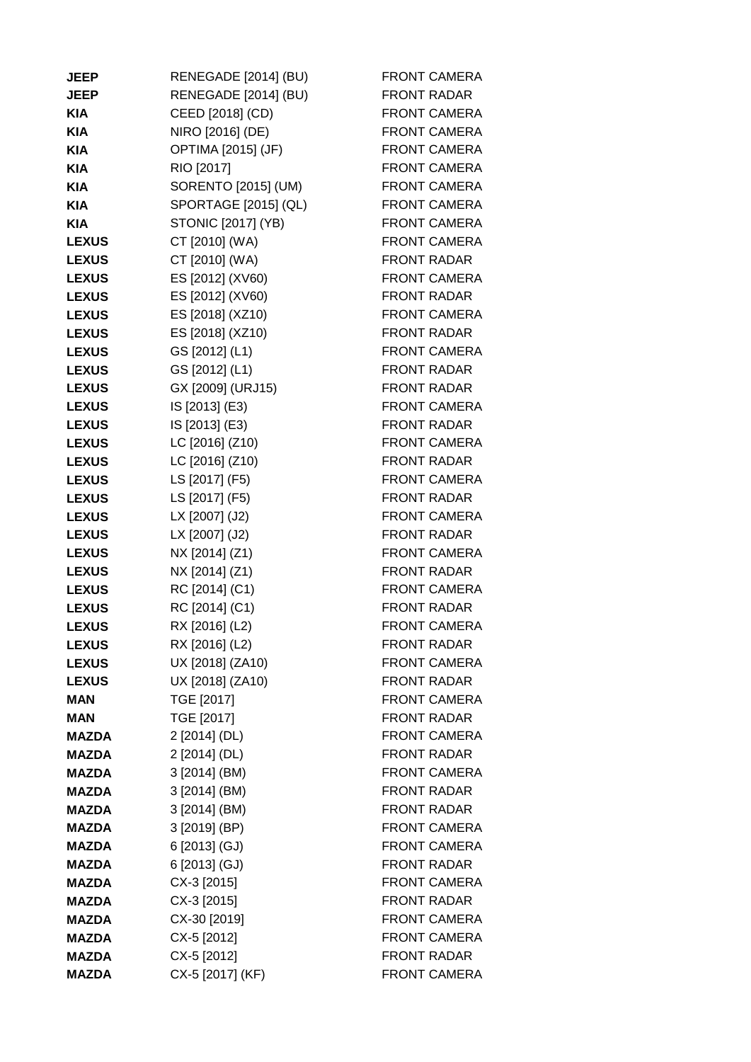| | | |
|---|---|---|
| **JEEP** | RENEGADE [2014] (BU) | FRONT CAMERA |
| **JEEP** | RENEGADE [2014] (BU) | FRONT RADAR |
| **KIA** | CEED [2018] (CD) | FRONT CAMERA |
| **KIA** | NIRO [2016] (DE) | FRONT CAMERA |
| **KIA** | OPTIMA [2015] (JF) | FRONT CAMERA |
| **KIA** | RIO [2017] | FRONT CAMERA |
| **KIA** | SORENTO [2015] (UM) | FRONT CAMERA |
| **KIA** | SPORTAGE [2015] (QL) | FRONT CAMERA |
| **KIA** | STONIC [2017] (YB) | FRONT CAMERA |
| **LEXUS** | CT [2010] (WA) | FRONT CAMERA |
| **LEXUS** | CT [2010] (WA) | FRONT RADAR |
| **LEXUS** | ES [2012] (XV60) | FRONT CAMERA |
| **LEXUS** | ES [2012] (XV60) | FRONT RADAR |
| **LEXUS** | ES [2018] (XZ10) | FRONT CAMERA |
| **LEXUS** | ES [2018] (XZ10) | FRONT RADAR |
| **LEXUS** | GS [2012] (L1) | FRONT CAMERA |
| **LEXUS** | GS [2012] (L1) | FRONT RADAR |
| **LEXUS** | GX [2009] (URJ15) | FRONT RADAR |
| **LEXUS** | IS [2013] (E3) | FRONT CAMERA |
| **LEXUS** | IS [2013] (E3) | FRONT RADAR |
| **LEXUS** | LC [2016] (Z10) | FRONT CAMERA |
| **LEXUS** | LC [2016] (Z10) | FRONT RADAR |
| **LEXUS** | LS [2017] (F5) | FRONT CAMERA |
| **LEXUS** | LS [2017] (F5) | FRONT RADAR |
| **LEXUS** | LX [2007] (J2) | FRONT CAMERA |
| **LEXUS** | LX [2007] (J2) | FRONT RADAR |
| **LEXUS** | NX [2014] (Z1) | FRONT CAMERA |
| **LEXUS** | NX [2014] (Z1) | FRONT RADAR |
| **LEXUS** | RC [2014] (C1) | FRONT CAMERA |
| **LEXUS** | RC [2014] (C1) | FRONT RADAR |
| **LEXUS** | RX [2016] (L2) | FRONT CAMERA |
| **LEXUS** | RX [2016] (L2) | FRONT RADAR |
| **LEXUS** | UX [2018] (ZA10) | FRONT CAMERA |
| **LEXUS** | UX [2018] (ZA10) | FRONT RADAR |
| **MAN** | TGE [2017] | FRONT CAMERA |
| **MAN** | TGE [2017] | FRONT RADAR |
| **MAZDA** | 2 [2014] (DL) | FRONT CAMERA |
| **MAZDA** | 2 [2014] (DL) | FRONT RADAR |
| **MAZDA** | 3 [2014] (BM) | FRONT CAMERA |
| **MAZDA** | 3 [2014] (BM) | FRONT RADAR |
| **MAZDA** | 3 [2014] (BM) | FRONT RADAR |
| **MAZDA** | 3 [2019] (BP) | FRONT CAMERA |
| **MAZDA** | 6 [2013] (GJ) | FRONT CAMERA |
| **MAZDA** | 6 [2013] (GJ) | FRONT RADAR |
| **MAZDA** | CX-3 [2015] | FRONT CAMERA |
| **MAZDA** | CX-3 [2015] | FRONT RADAR |
| **MAZDA** | CX-30 [2019] | FRONT CAMERA |
| **MAZDA** | CX-5 [2012] | FRONT CAMERA |
| **MAZDA** | CX-5 [2012] | FRONT RADAR |
| **MAZDA** | CX-5 [2017] (KF) | FRONT CAMERA |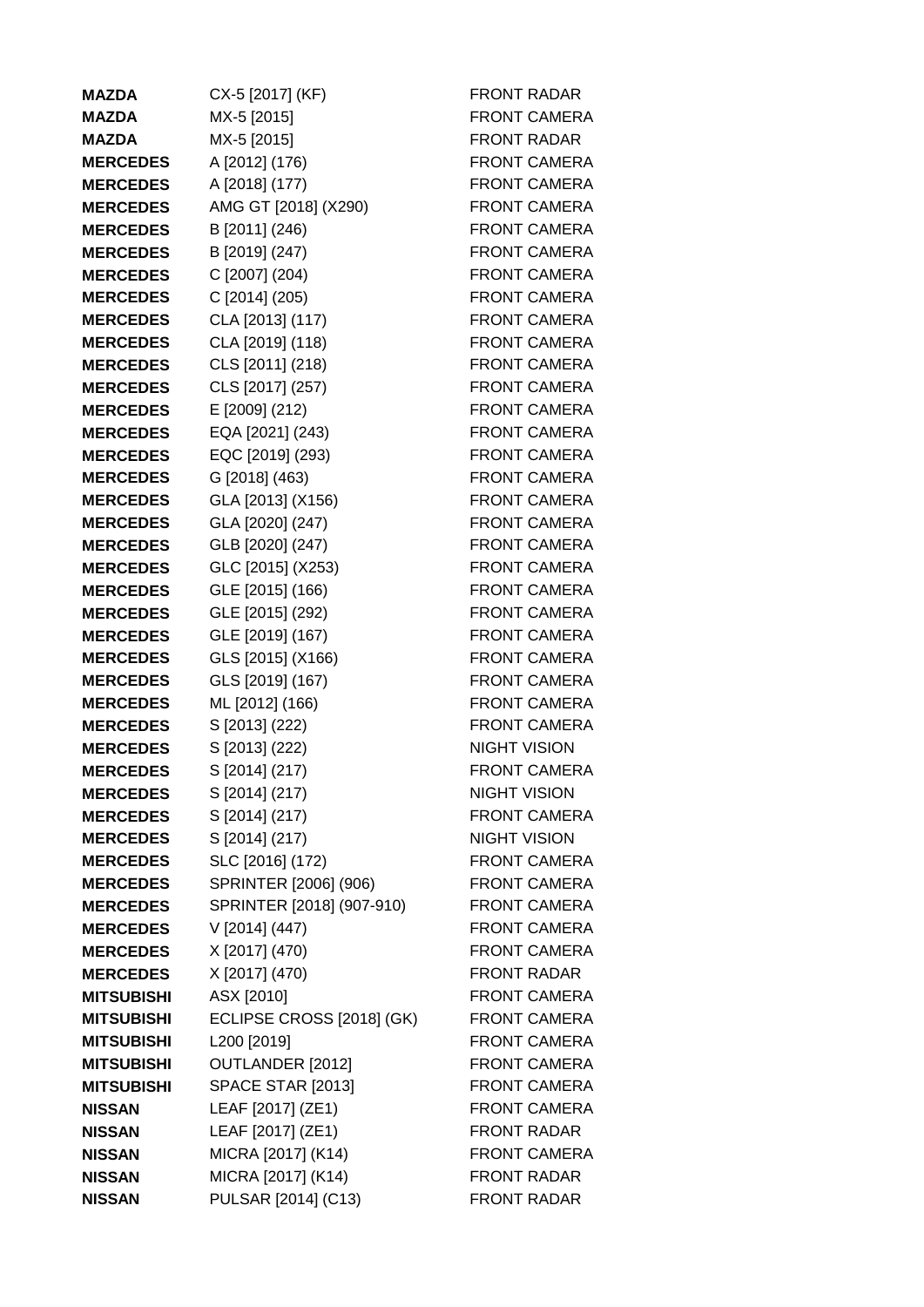| | | |
|---|---|---|
| **MAZDA** | CX-5 [2017] (KF) | FRONT RADAR |
| **MAZDA** | MX-5 [2015] | FRONT CAMERA |
| **MAZDA** | MX-5 [2015] | FRONT RADAR |
| **MERCEDES** | A [2012] (176) | FRONT CAMERA |
| **MERCEDES** | A [2018] (177) | FRONT CAMERA |
| **MERCEDES** | AMG GT [2018] (X290) | FRONT CAMERA |
| **MERCEDES** | B [2011] (246) | FRONT CAMERA |
| **MERCEDES** | B [2019] (247) | FRONT CAMERA |
| **MERCEDES** | C [2007] (204) | FRONT CAMERA |
| **MERCEDES** | C [2014] (205) | FRONT CAMERA |
| **MERCEDES** | CLA [2013] (117) | FRONT CAMERA |
| **MERCEDES** | CLA [2019] (118) | FRONT CAMERA |
| **MERCEDES** | CLS [2011] (218) | FRONT CAMERA |
| **MERCEDES** | CLS [2017] (257) | FRONT CAMERA |
| **MERCEDES** | E [2009] (212) | FRONT CAMERA |
| **MERCEDES** | EQA [2021] (243) | FRONT CAMERA |
| **MERCEDES** | EQC [2019] (293) | FRONT CAMERA |
| **MERCEDES** | G [2018] (463) | FRONT CAMERA |
| **MERCEDES** | GLA [2013] (X156) | FRONT CAMERA |
| **MERCEDES** | GLA [2020] (247) | FRONT CAMERA |
| **MERCEDES** | GLB [2020] (247) | FRONT CAMERA |
| **MERCEDES** | GLC [2015] (X253) | FRONT CAMERA |
| **MERCEDES** | GLE [2015] (166) | FRONT CAMERA |
| **MERCEDES** | GLE [2015] (292) | FRONT CAMERA |
| **MERCEDES** | GLE [2019] (167) | FRONT CAMERA |
| **MERCEDES** | GLS [2015] (X166) | FRONT CAMERA |
| **MERCEDES** | GLS [2019] (167) | FRONT CAMERA |
| **MERCEDES** | ML [2012] (166) | FRONT CAMERA |
| **MERCEDES** | S [2013] (222) | FRONT CAMERA |
| **MERCEDES** | S [2013] (222) | NIGHT VISION |
| **MERCEDES** | S [2014] (217) | FRONT CAMERA |
| **MERCEDES** | S [2014] (217) | NIGHT VISION |
| **MERCEDES** | S [2014] (217) | FRONT CAMERA |
| **MERCEDES** | S [2014] (217) | NIGHT VISION |
| **MERCEDES** | SLC [2016] (172) | FRONT CAMERA |
| **MERCEDES** | SPRINTER [2006] (906) | FRONT CAMERA |
| **MERCEDES** | SPRINTER [2018] (907-910) | FRONT CAMERA |
| **MERCEDES** | V [2014] (447) | FRONT CAMERA |
| **MERCEDES** | X [2017] (470) | FRONT CAMERA |
| **MERCEDES** | X [2017] (470) | FRONT RADAR |
| **MITSUBISHI** | ASX [2010] | FRONT CAMERA |
| **MITSUBISHI** | ECLIPSE CROSS [2018] (GK) | FRONT CAMERA |
| **MITSUBISHI** | L200 [2019] | FRONT CAMERA |
| **MITSUBISHI** | OUTLANDER [2012] | FRONT CAMERA |
| **MITSUBISHI** | SPACE STAR [2013] | FRONT CAMERA |
| **NISSAN** | LEAF [2017] (ZE1) | FRONT CAMERA |
| **NISSAN** | LEAF [2017] (ZE1) | FRONT RADAR |
| **NISSAN** | MICRA [2017] (K14) | FRONT CAMERA |
| **NISSAN** | MICRA [2017] (K14) | FRONT RADAR |
| **NISSAN** | PULSAR [2014] (C13) | FRONT RADAR |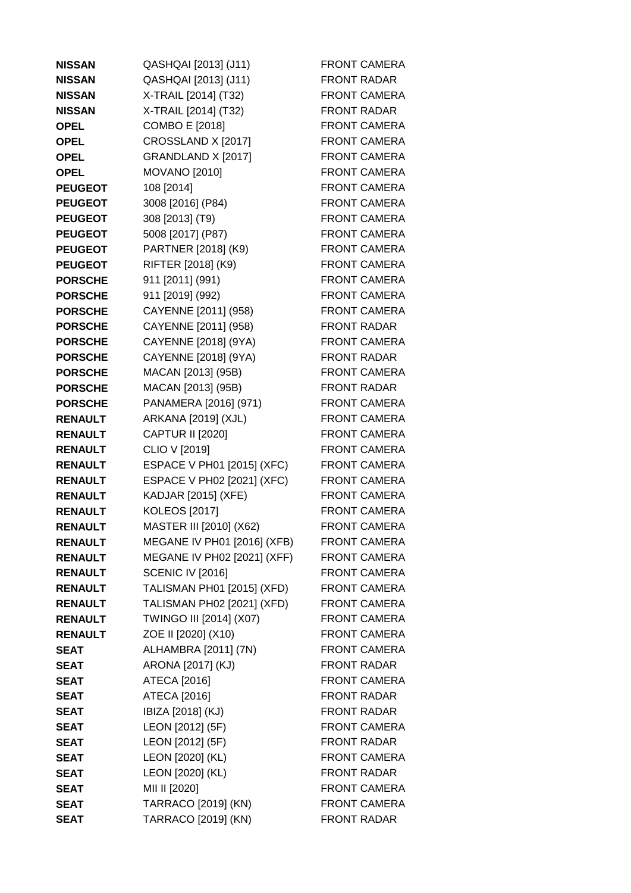| | | |
|---|---|---|
| **NISSAN** | QASHQAI [2013] (J11) | FRONT CAMERA |
| **NISSAN** | QASHQAI [2013] (J11) | FRONT RADAR |
| **NISSAN** | X-TRAIL [2014] (T32) | FRONT CAMERA |
| **NISSAN** | X-TRAIL [2014] (T32) | FRONT RADAR |
| **OPEL** | COMBO E [2018] | FRONT CAMERA |
| **OPEL** | CROSSLAND X [2017] | FRONT CAMERA |
| **OPEL** | GRANDLAND X [2017] | FRONT CAMERA |
| **OPEL** | MOVANO [2010] | FRONT CAMERA |
| **PEUGEOT** | 108 [2014] | FRONT CAMERA |
| **PEUGEOT** | 3008 [2016] (P84) | FRONT CAMERA |
| **PEUGEOT** | 308 [2013] (T9) | FRONT CAMERA |
| **PEUGEOT** | 5008 [2017] (P87) | FRONT CAMERA |
| **PEUGEOT** | PARTNER [2018] (K9) | FRONT CAMERA |
| **PEUGEOT** | RIFTER [2018] (K9) | FRONT CAMERA |
| **PORSCHE** | 911 [2011] (991) | FRONT CAMERA |
| **PORSCHE** | 911 [2019] (992) | FRONT CAMERA |
| **PORSCHE** | CAYENNE [2011] (958) | FRONT CAMERA |
| **PORSCHE** | CAYENNE [2011] (958) | FRONT RADAR |
| **PORSCHE** | CAYENNE [2018] (9YA) | FRONT CAMERA |
| **PORSCHE** | CAYENNE [2018] (9YA) | FRONT RADAR |
| **PORSCHE** | MACAN [2013] (95B) | FRONT CAMERA |
| **PORSCHE** | MACAN [2013] (95B) | FRONT RADAR |
| **PORSCHE** | PANAMERA [2016] (971) | FRONT CAMERA |
| **RENAULT** | ARKANA [2019] (XJL) | FRONT CAMERA |
| **RENAULT** | CAPTUR II [2020] | FRONT CAMERA |
| **RENAULT** | CLIO V [2019] | FRONT CAMERA |
| **RENAULT** | ESPACE V PH01 [2015] (XFC) | FRONT CAMERA |
| **RENAULT** | ESPACE V PH02 [2021] (XFC) | FRONT CAMERA |
| **RENAULT** | KADJAR [2015] (XFE) | FRONT CAMERA |
| **RENAULT** | KOLEOS [2017] | FRONT CAMERA |
| **RENAULT** | MASTER III [2010] (X62) | FRONT CAMERA |
| **RENAULT** | MEGANE IV PH01 [2016] (XFB) | FRONT CAMERA |
| **RENAULT** | MEGANE IV PH02 [2021] (XFF) | FRONT CAMERA |
| **RENAULT** | SCENIC IV [2016] | FRONT CAMERA |
| **RENAULT** | TALISMAN PH01 [2015] (XFD) | FRONT CAMERA |
| **RENAULT** | TALISMAN PH02 [2021] (XFD) | FRONT CAMERA |
| **RENAULT** | TWINGO III [2014] (X07) | FRONT CAMERA |
| **RENAULT** | ZOE II [2020] (X10) | FRONT CAMERA |
| **SEAT** | ALHAMBRA [2011] (7N) | FRONT CAMERA |
| **SEAT** | ARONA [2017] (KJ) | FRONT RADAR |
| **SEAT** | ATECA [2016] | FRONT CAMERA |
| **SEAT** | ATECA [2016] | FRONT RADAR |
| **SEAT** | IBIZA [2018] (KJ) | FRONT RADAR |
| **SEAT** | LEON [2012] (5F) | FRONT CAMERA |
| **SEAT** | LEON [2012] (5F) | FRONT RADAR |
| **SEAT** | LEON [2020] (KL) | FRONT CAMERA |
| **SEAT** | LEON [2020] (KL) | FRONT RADAR |
| **SEAT** | MII II [2020] | FRONT CAMERA |
| **SEAT** | TARRACO [2019] (KN) | FRONT CAMERA |
| **SEAT** | TARRACO [2019] (KN) | FRONT RADAR |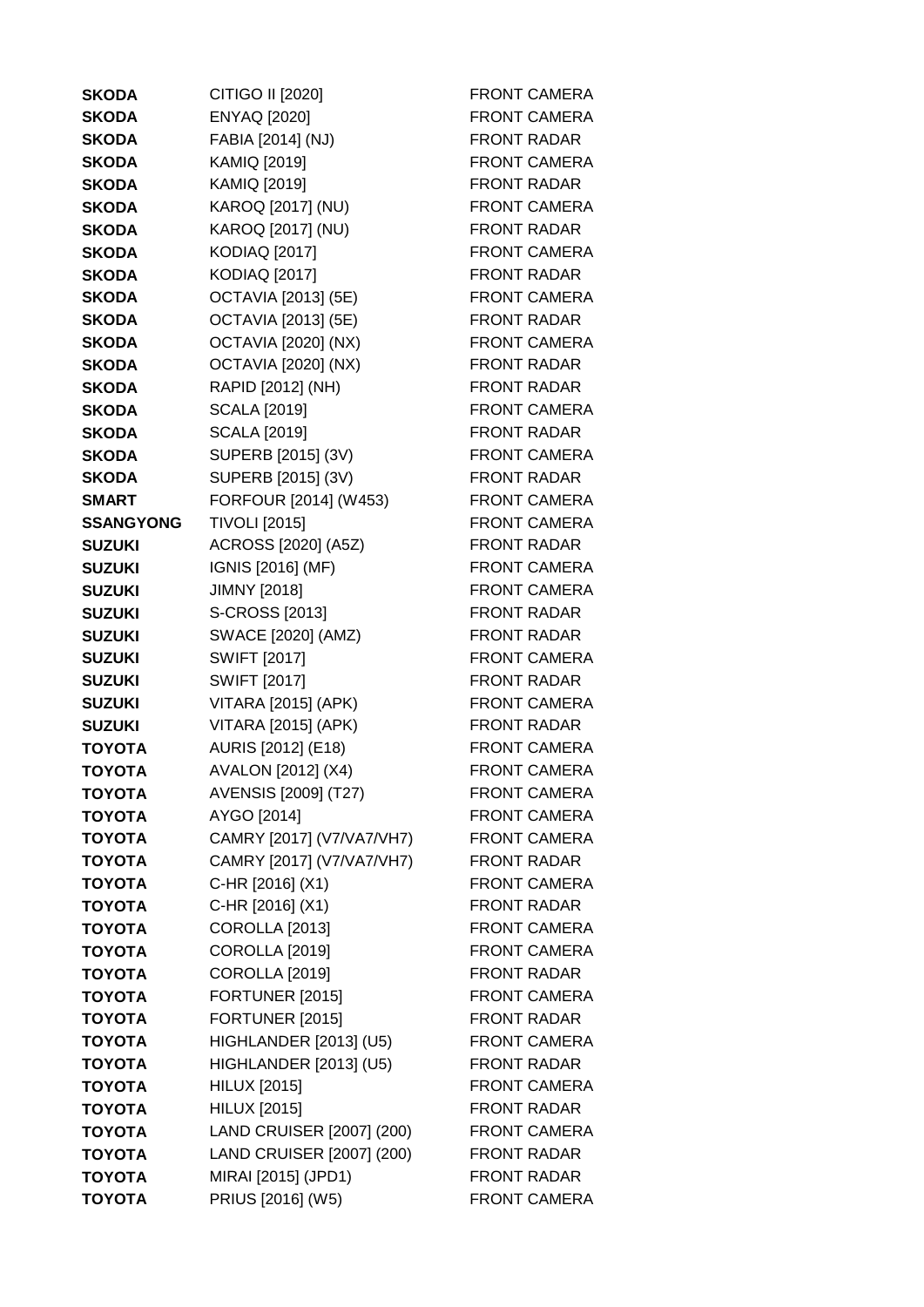| | | |
|---|---|---|
| **SKODA** | CITIGO II [2020] | FRONT CAMERA |
| **SKODA** | ENYAQ [2020] | FRONT CAMERA |
| **SKODA** | FABIA [2014] (NJ) | FRONT RADAR |
| **SKODA** | KAMIQ [2019] | FRONT CAMERA |
| **SKODA** | KAMIQ [2019] | FRONT RADAR |
| **SKODA** | KAROQ [2017] (NU) | FRONT CAMERA |
| **SKODA** | KAROQ [2017] (NU) | FRONT RADAR |
| **SKODA** | KODIAQ [2017] | FRONT CAMERA |
| **SKODA** | KODIAQ [2017] | FRONT RADAR |
| **SKODA** | OCTAVIA [2013] (5E) | FRONT CAMERA |
| **SKODA** | OCTAVIA [2013] (5E) | FRONT RADAR |
| **SKODA** | OCTAVIA [2020] (NX) | FRONT CAMERA |
| **SKODA** | OCTAVIA [2020] (NX) | FRONT RADAR |
| **SKODA** | RAPID [2012] (NH) | FRONT RADAR |
| **SKODA** | SCALA [2019] | FRONT CAMERA |
| **SKODA** | SCALA [2019] | FRONT RADAR |
| **SKODA** | SUPERB [2015] (3V) | FRONT CAMERA |
| **SKODA** | SUPERB [2015] (3V) | FRONT RADAR |
| **SMART** | FORFOUR [2014] (W453) | FRONT CAMERA |
| **SSANGYONG** | TIVOLI [2015] | FRONT CAMERA |
| **SUZUKI** | ACROSS [2020] (A5Z) | FRONT RADAR |
| **SUZUKI** | IGNIS [2016] (MF) | FRONT CAMERA |
| **SUZUKI** | JIMNY [2018] | FRONT CAMERA |
| **SUZUKI** | S-CROSS [2013] | FRONT RADAR |
| **SUZUKI** | SWACE [2020] (AMZ) | FRONT RADAR |
| **SUZUKI** | SWIFT [2017] | FRONT CAMERA |
| **SUZUKI** | SWIFT [2017] | FRONT RADAR |
| **SUZUKI** | VITARA [2015] (APK) | FRONT CAMERA |
| **SUZUKI** | VITARA [2015] (APK) | FRONT RADAR |
| **TOYOTA** | AURIS [2012] (E18) | FRONT CAMERA |
| **TOYOTA** | AVALON [2012] (X4) | FRONT CAMERA |
| **TOYOTA** | AVENSIS [2009] (T27) | FRONT CAMERA |
| **TOYOTA** | AYGO [2014] | FRONT CAMERA |
| **TOYOTA** | CAMRY [2017] (V7/VA7/VH7) | FRONT CAMERA |
| **TOYOTA** | CAMRY [2017] (V7/VA7/VH7) | FRONT RADAR |
| **TOYOTA** | C-HR [2016] (X1) | FRONT CAMERA |
| **TOYOTA** | C-HR [2016] (X1) | FRONT RADAR |
| **TOYOTA** | COROLLA [2013] | FRONT CAMERA |
| **TOYOTA** | COROLLA [2019] | FRONT CAMERA |
| **TOYOTA** | COROLLA [2019] | FRONT RADAR |
| **TOYOTA** | FORTUNER [2015] | FRONT CAMERA |
| **TOYOTA** | FORTUNER [2015] | FRONT RADAR |
| **TOYOTA** | HIGHLANDER [2013] (U5) | FRONT CAMERA |
| **TOYOTA** | HIGHLANDER [2013] (U5) | FRONT RADAR |
| **TOYOTA** | HILUX [2015] | FRONT CAMERA |
| **TOYOTA** | HILUX [2015] | FRONT RADAR |
| **TOYOTA** | LAND CRUISER [2007] (200) | FRONT CAMERA |
| **TOYOTA** | LAND CRUISER [2007] (200) | FRONT RADAR |
| **TOYOTA** | MIRAI [2015] (JPD1) | FRONT RADAR |
| **TOYOTA** | PRIUS [2016] (W5) | FRONT CAMERA |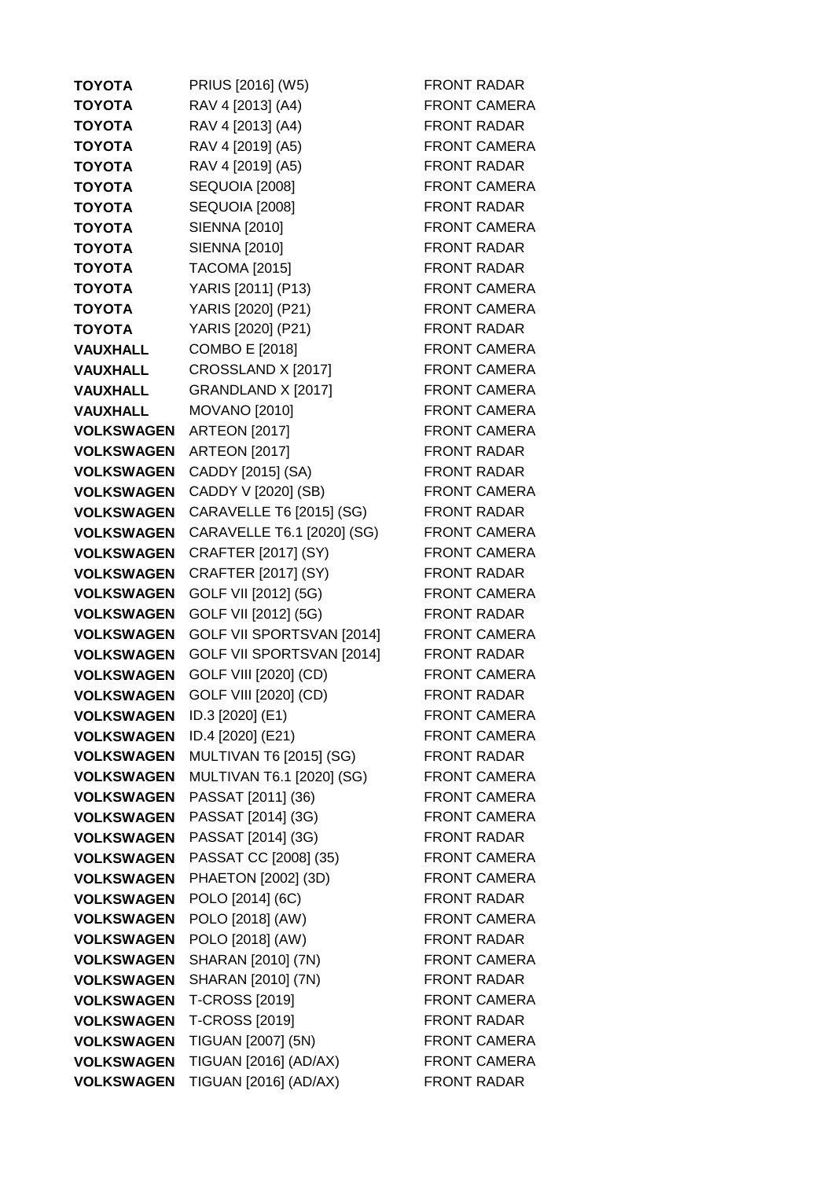| | | |
|---|---|---|
| **TOYOTA** | PRIUS [2016] (W5) | FRONT RADAR |
| **TOYOTA** | RAV 4 [2013] (A4) | FRONT CAMERA |
| **TOYOTA** | RAV 4 [2013] (A4) | FRONT RADAR |
| **TOYOTA** | RAV 4 [2019] (A5) | FRONT CAMERA |
| **TOYOTA** | RAV 4 [2019] (A5) | FRONT RADAR |
| **TOYOTA** | SEQUOIA [2008] | FRONT CAMERA |
| **TOYOTA** | SEQUOIA [2008] | FRONT RADAR |
| **TOYOTA** | SIENNA [2010] | FRONT CAMERA |
| **TOYOTA** | SIENNA [2010] | FRONT RADAR |
| **TOYOTA** | TACOMA [2015] | FRONT RADAR |
| **TOYOTA** | YARIS [2011] (P13) | FRONT CAMERA |
| **TOYOTA** | YARIS [2020] (P21) | FRONT CAMERA |
| **TOYOTA** | YARIS [2020] (P21) | FRONT RADAR |
| **VAUXHALL** | COMBO E [2018] | FRONT CAMERA |
| **VAUXHALL** | CROSSLAND X [2017] | FRONT CAMERA |
| **VAUXHALL** | GRANDLAND X [2017] | FRONT CAMERA |
| **VAUXHALL** | MOVANO [2010] | FRONT CAMERA |
| **VOLKSWAGEN** | ARTEON [2017] | FRONT CAMERA |
| **VOLKSWAGEN** | ARTEON [2017] | FRONT RADAR |
| **VOLKSWAGEN** | CADDY [2015] (SA) | FRONT RADAR |
| **VOLKSWAGEN** | CADDY V [2020] (SB) | FRONT CAMERA |
| **VOLKSWAGEN** | CARAVELLE T6 [2015] (SG) | FRONT RADAR |
| **VOLKSWAGEN** | CARAVELLE T6.1 [2020] (SG) | FRONT CAMERA |
| **VOLKSWAGEN** | CRAFTER [2017] (SY) | FRONT CAMERA |
| **VOLKSWAGEN** | CRAFTER [2017] (SY) | FRONT RADAR |
| **VOLKSWAGEN** | GOLF VII [2012] (5G) | FRONT CAMERA |
| **VOLKSWAGEN** | GOLF VII [2012] (5G) | FRONT RADAR |
| **VOLKSWAGEN** | GOLF VII SPORTSVAN [2014] | FRONT CAMERA |
| **VOLKSWAGEN** | GOLF VII SPORTSVAN [2014] | FRONT RADAR |
| **VOLKSWAGEN** | GOLF VIII [2020] (CD) | FRONT CAMERA |
| **VOLKSWAGEN** | GOLF VIII [2020] (CD) | FRONT RADAR |
| **VOLKSWAGEN** | ID.3 [2020] (E1) | FRONT CAMERA |
| **VOLKSWAGEN** | ID.4 [2020] (E21) | FRONT CAMERA |
| **VOLKSWAGEN** | MULTIVAN T6 [2015] (SG) | FRONT RADAR |
| **VOLKSWAGEN** | MULTIVAN T6.1 [2020] (SG) | FRONT CAMERA |
| **VOLKSWAGEN** | PASSAT [2011] (36) | FRONT CAMERA |
| **VOLKSWAGEN** | PASSAT [2014] (3G) | FRONT CAMERA |
| **VOLKSWAGEN** | PASSAT [2014] (3G) | FRONT RADAR |
| **VOLKSWAGEN** | PASSAT CC [2008] (35) | FRONT CAMERA |
| **VOLKSWAGEN** | PHAETON [2002] (3D) | FRONT CAMERA |
| **VOLKSWAGEN** | POLO [2014] (6C) | FRONT RADAR |
| **VOLKSWAGEN** | POLO [2018] (AW) | FRONT CAMERA |
| **VOLKSWAGEN** | POLO [2018] (AW) | FRONT RADAR |
| **VOLKSWAGEN** | SHARAN [2010] (7N) | FRONT CAMERA |
| **VOLKSWAGEN** | SHARAN [2010] (7N) | FRONT RADAR |
| **VOLKSWAGEN** | T-CROSS [2019] | FRONT CAMERA |
| **VOLKSWAGEN** | T-CROSS [2019] | FRONT RADAR |
| **VOLKSWAGEN** | TIGUAN [2007] (5N) | FRONT CAMERA |
| **VOLKSWAGEN** | TIGUAN [2016] (AD/AX) | FRONT CAMERA |
| **VOLKSWAGEN** | TIGUAN [2016] (AD/AX) | FRONT RADAR |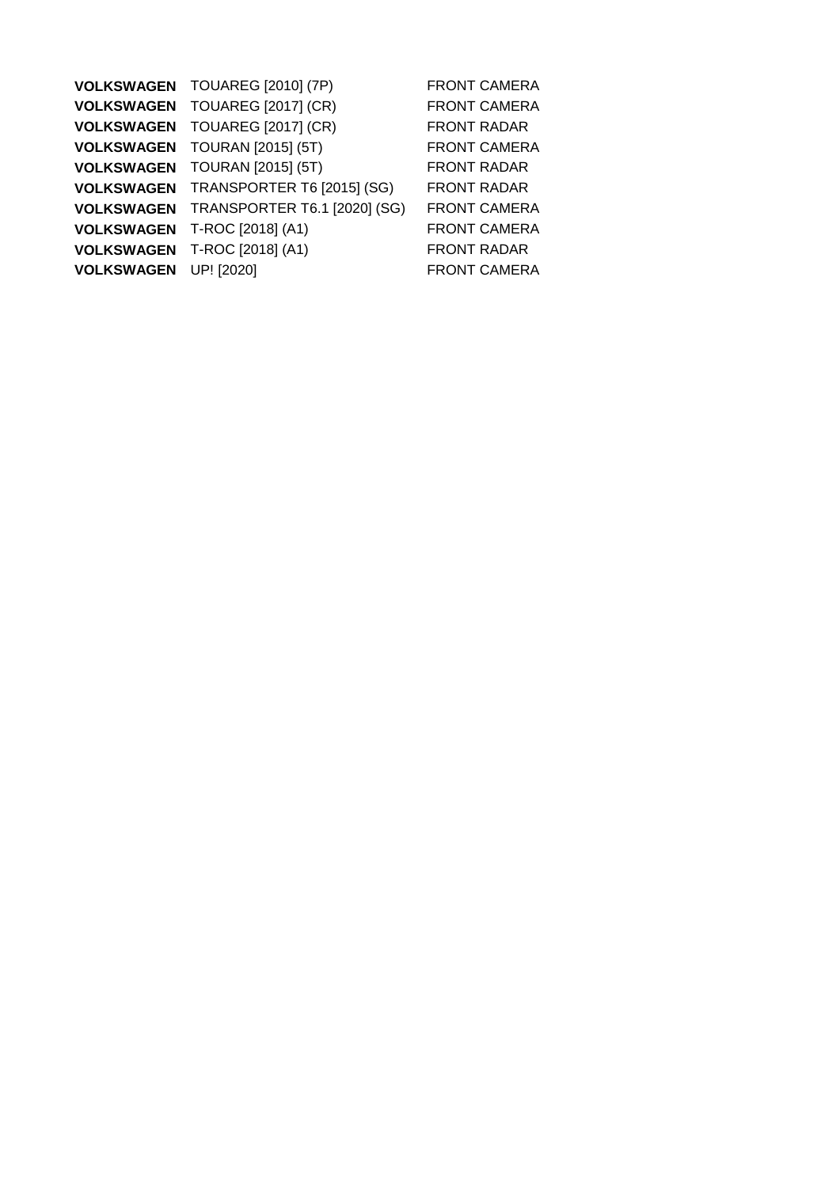| | | |
|---|---|---|
| **VOLKSWAGEN** | TOUAREG [2010] (7P) | FRONT CAMERA |
| **VOLKSWAGEN** | TOUAREG [2017] (CR) | FRONT CAMERA |
| **VOLKSWAGEN** | TOUAREG [2017] (CR) | FRONT RADAR |
| **VOLKSWAGEN** | TOURAN [2015] (5T) | FRONT CAMERA |
| **VOLKSWAGEN** | TOURAN [2015] (5T) | FRONT RADAR |
| **VOLKSWAGEN** | TRANSPORTER T6 [2015] (SG) | FRONT RADAR |
| **VOLKSWAGEN** | TRANSPORTER T6.1 [2020] (SG) | FRONT CAMERA |
| **VOLKSWAGEN** | T-ROC [2018] (A1) | FRONT CAMERA |
| **VOLKSWAGEN** | T-ROC [2018] (A1) | FRONT RADAR |
| **VOLKSWAGEN** | UP! [2020] | FRONT CAMERA |